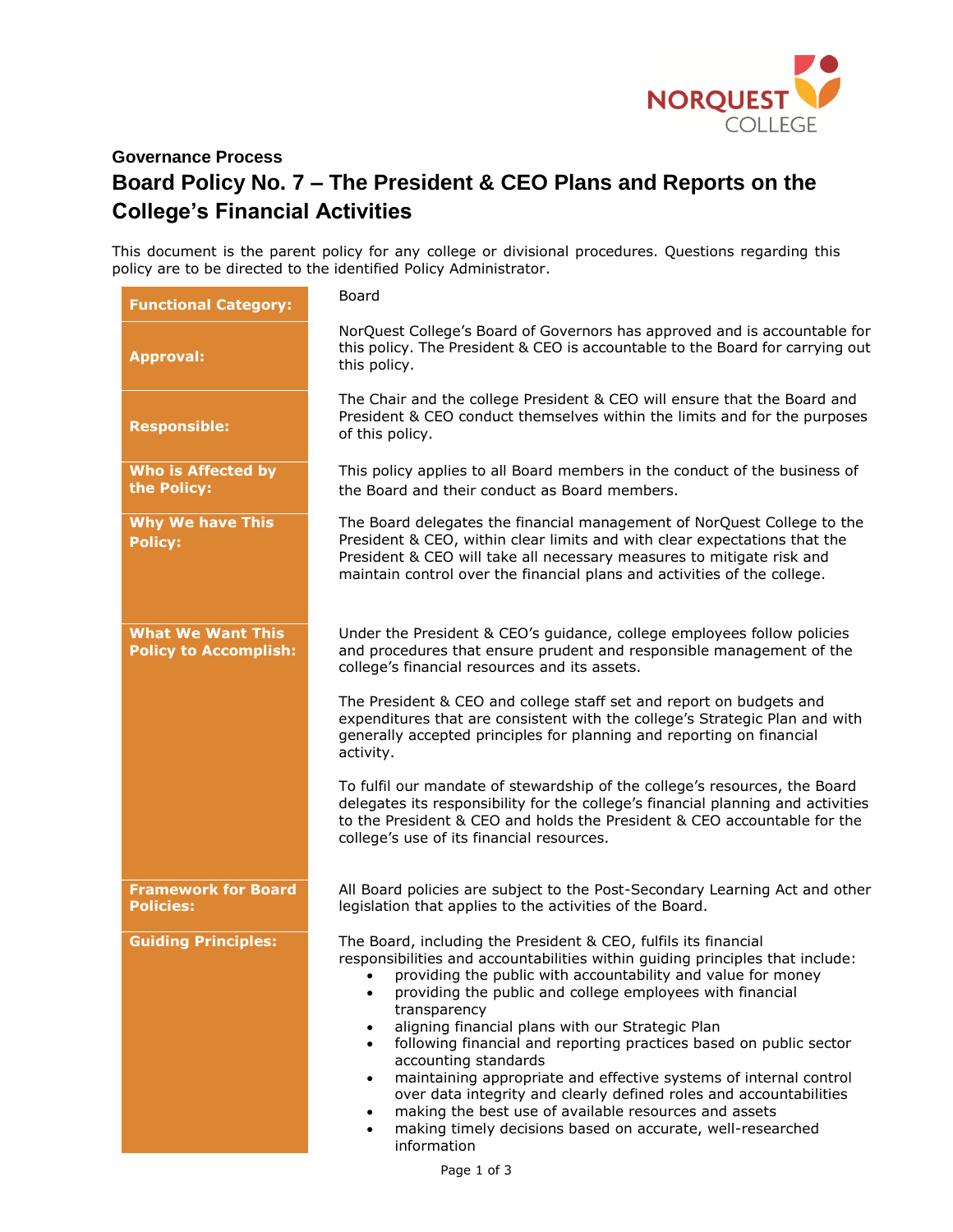Governance Process

# Board Policy No. 7 – The President & CEO Plans and Reports on the College's Financial Activities

This document is the parent policy for any college or divisional procedures. Questions regarding this policy are to be directed to the identified Policy Administrator.

| | |
|---|---|
| **Functional Category:** | Board |
| **Approval:** | NorQuest College's Board of Governors has approved and is accountable for this policy. The President & CEO is accountable to the Board for carrying out this policy. |
| **Responsible:** | The Chair and the college President & CEO will ensure that the Board and President & CEO conduct themselves within the limits and for the purposes of this policy. |
| **Who is Affected by the Policy:** | This policy applies to all Board members in the conduct of the business of the Board and their conduct as Board members. |
| **Why We have This Policy:** | The Board delegates the financial management of NorQuest College to the President & CEO, within clear limits and with clear expectations that the President & CEO will take all necessary measures to mitigate risk and maintain control over the financial plans and activities of the college. |
| **What We Want This Policy to Accomplish:** | Under the President & CEO's guidance, college employees follow policies and procedures that ensure prudent and responsible management of the college's financial resources and its assets.<br><br>The President & CEO and college staff set and report on budgets and expenditures that are consistent with the college's Strategic Plan and with generally accepted principles for planning and reporting on financial activity.<br><br>To fulfil our mandate of stewardship of the college's resources, the Board delegates its responsibility for the college's financial planning and activities to the President & CEO and holds the President & CEO accountable for the college's use of its financial resources. |
| **Framework for Board Policies:** | All Board policies are subject to the Post-Secondary Learning Act and other legislation that applies to the activities of the Board. |
| **Guiding Principles:** | The Board, including the President & CEO, fulfils its financial responsibilities and accountabilities within guiding principles that include:<br>• providing the public with accountability and value for money<br>• providing the public and college employees with financial transparency<br>• aligning financial plans with our Strategic Plan<br>• following financial and reporting practices based on public sector accounting standards<br>• maintaining appropriate and effective systems of internal control over data integrity and clearly defined roles and accountabilities<br>• making the best use of available resources and assets<br>• making timely decisions based on accurate, well-researched information |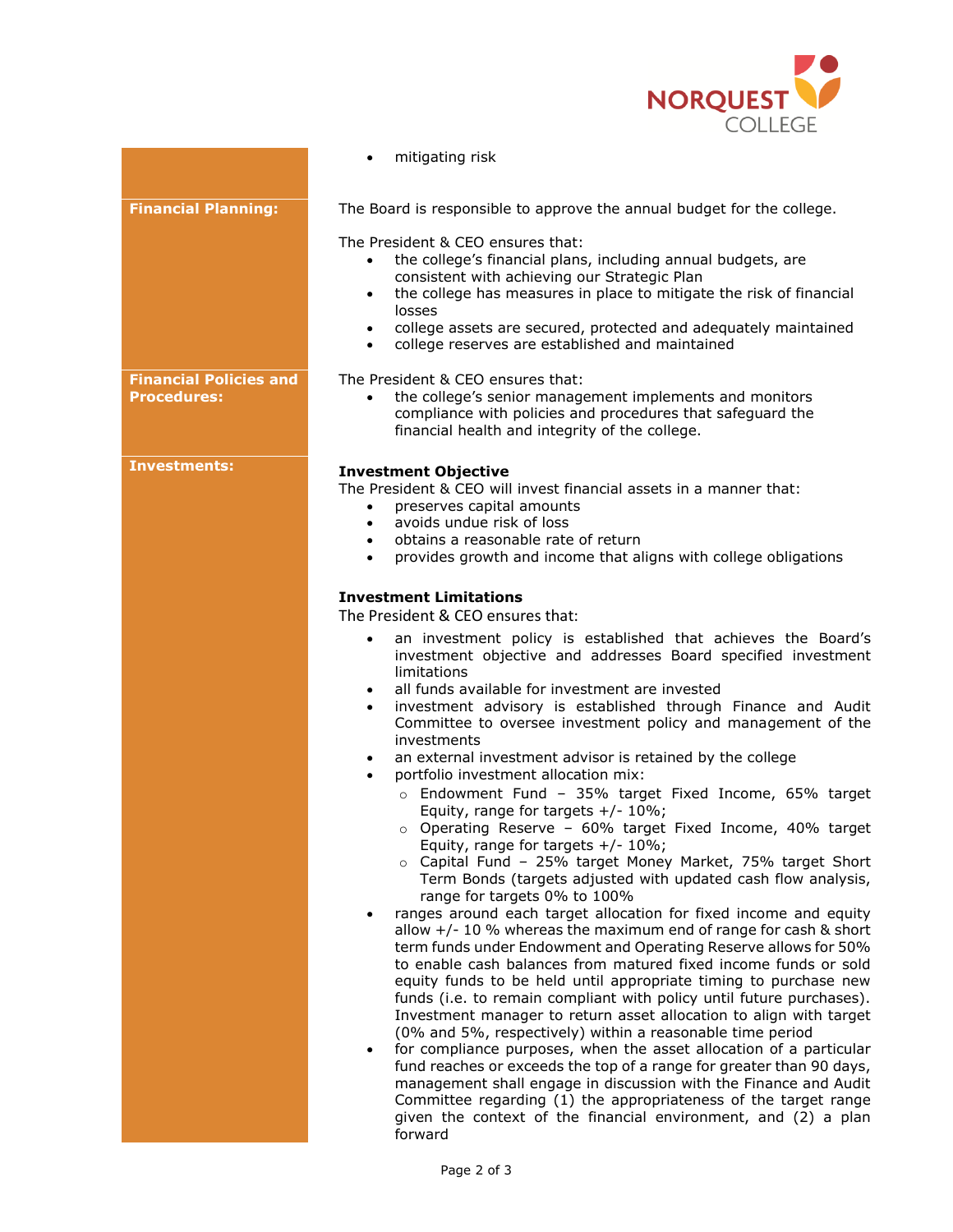- mitigating risk

**Financial Planning:**

The Board is responsible to approve the annual budget for the college.

The President & CEO ensures that:

- the college's financial plans, including annual budgets, are consistent with achieving our Strategic Plan
- the college has measures in place to mitigate the risk of financial losses
- college assets are secured, protected and adequately maintained
- college reserves are established and maintained

**Financial Policies and Procedures:**

The President & CEO ensures that:

- the college's senior management implements and monitors compliance with policies and procedures that safeguard the financial health and integrity of the college.

**Investments:**

**Investment Objective**

The President & CEO will invest financial assets in a manner that:

- preserves capital amounts
- avoids undue risk of loss
- obtains a reasonable rate of return
- provides growth and income that aligns with college obligations

**Investment Limitations**

The President & CEO ensures that:

- an investment policy is established that achieves the Board's investment objective and addresses Board specified investment limitations
- all funds available for investment are invested
- investment advisory is established through Finance and Audit Committee to oversee investment policy and management of the investments
- an external investment advisor is retained by the college
- portfolio investment allocation mix:
  - Endowment Fund – 35% target Fixed Income, 65% target Equity, range for targets +/- 10%;
  - Operating Reserve – 60% target Fixed Income, 40% target Equity, range for targets +/- 10%;
  - Capital Fund – 25% target Money Market, 75% target Short Term Bonds (targets adjusted with updated cash flow analysis, range for targets 0% to 100%
- ranges around each target allocation for fixed income and equity allow +/- 10 % whereas the maximum end of range for cash & short term funds under Endowment and Operating Reserve allows for 50% to enable cash balances from matured fixed income funds or sold equity funds to be held until appropriate timing to purchase new funds (i.e. to remain compliant with policy until future purchases). Investment manager to return asset allocation to align with target (0% and 5%, respectively) within a reasonable time period
- for compliance purposes, when the asset allocation of a particular fund reaches or exceeds the top of a range for greater than 90 days, management shall engage in discussion with the Finance and Audit Committee regarding (1) the appropriateness of the target range given the context of the financial environment, and (2) a plan forward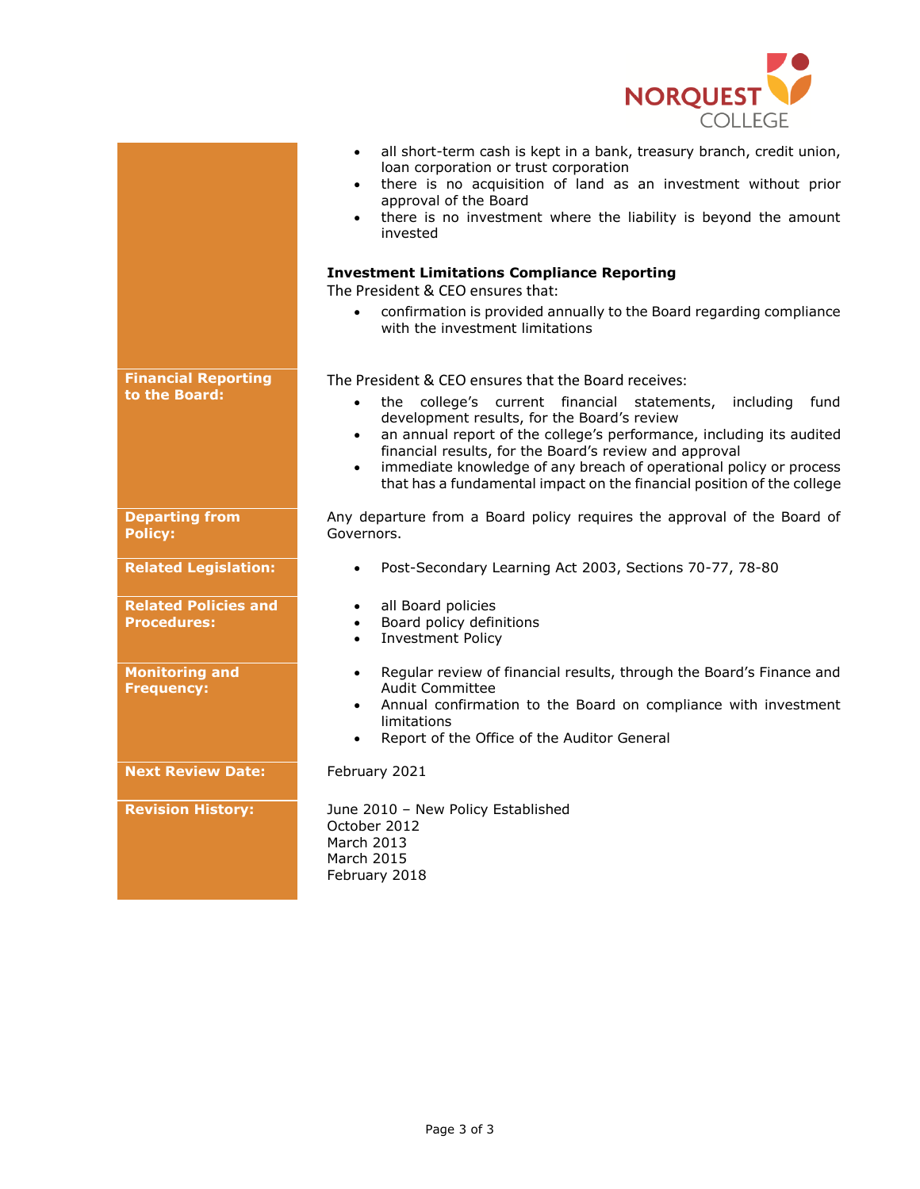- all short-term cash is kept in a bank, treasury branch, credit union, loan corporation or trust corporation
- there is no acquisition of land as an investment without prior approval of the Board
- there is no investment where the liability is beyond the amount invested

**Investment Limitations Compliance Reporting**

The President & CEO ensures that:

- confirmation is provided annually to the Board regarding compliance with the investment limitations

**Financial Reporting to the Board:**

The President & CEO ensures that the Board receives:

- the college's current financial statements, including fund development results, for the Board's review
- an annual report of the college's performance, including its audited financial results, for the Board's review and approval
- immediate knowledge of any breach of operational policy or process that has a fundamental impact on the financial position of the college

**Departing from Policy:**

Any departure from a Board policy requires the approval of the Board of Governors.

**Related Legislation:**

- Post-Secondary Learning Act 2003, Sections 70-77, 78-80

**Related Policies and Procedures:**

- all Board policies
- Board policy definitions
- Investment Policy

**Monitoring and Frequency:**

- Regular review of financial results, through the Board's Finance and Audit Committee
- Annual confirmation to the Board on compliance with investment limitations
- Report of the Office of the Auditor General

**Next Review Date:**

February 2021

**Revision History:**

June 2010 – New Policy Established
October 2012
March 2013
March 2015
February 2018